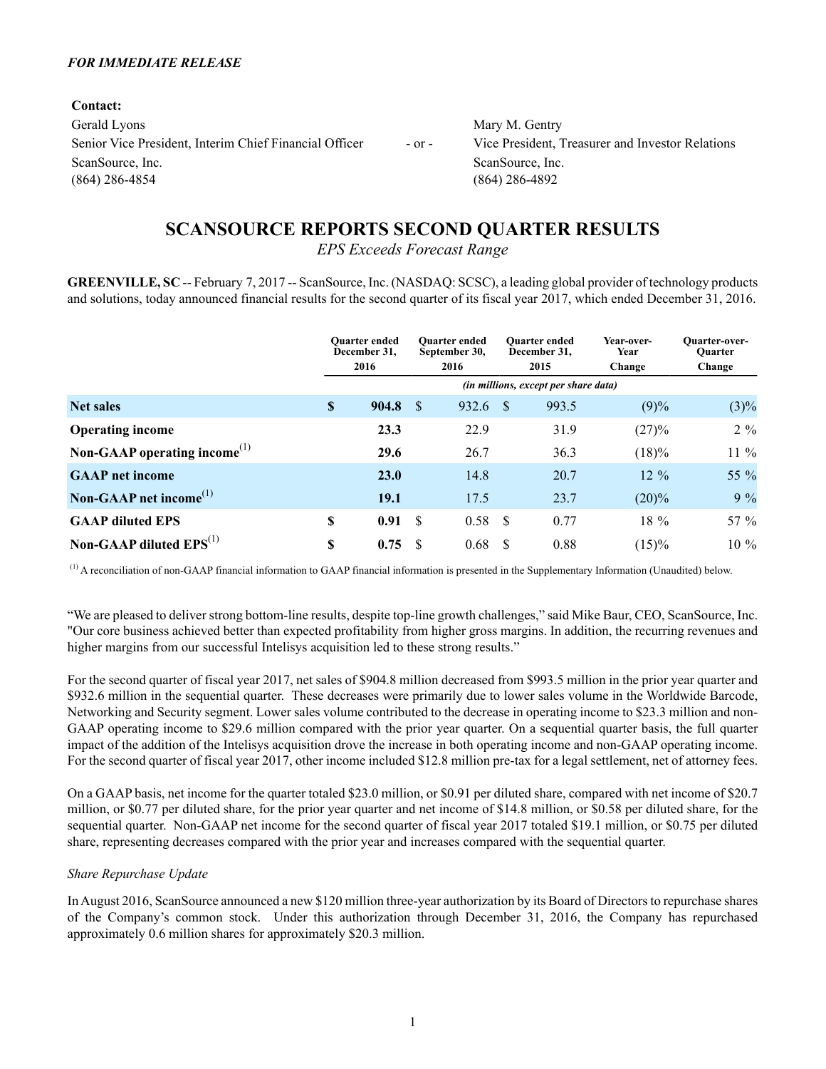*FOR IMMEDIATE RELEASE*

**Contact:**

Gerald Lyons
Senior Vice President, Interim Chief Financial Officer
ScanSource, Inc.
(864) 286-4854

\- or -

Mary M. Gentry
Vice President, Treasurer and Investor Relations
ScanSource, Inc.
(864) 286-4892

# SCANSOURCE REPORTS SECOND QUARTER RESULTS

*EPS Exceeds Forecast Range*

**GREENVILLE, SC** -- February 7, 2017 -- ScanSource, Inc. (NASDAQ: SCSC), a leading global provider of technology products and solutions, today announced financial results for the second quarter of its fiscal year 2017, which ended December 31, 2016.

| | Quarter ended December 31, 2016 | Quarter ended September 30, 2016 | Quarter ended December 31, 2015 | Year-over-Year Change | Quarter-over-Quarter Change |
|---|---|---|---|---|---|
| | *(in millions, except per share data)* | | | | |
| **Net sales** | **$ 904.8** | $ 932.6 | $ 993.5 | (9)% | (3)% |
| **Operating income** | **23.3** | 22.9 | 31.9 | (27)% | 2 % |
| **Non-GAAP operating income**[(1)] | **29.6** | 26.7 | 36.3 | (18)% | 11 % |
| **GAAP net income** | **23.0** | 14.8 | 20.7 | 12 % | 55 % |
| **Non-GAAP net income**[(1)] | **19.1** | 17.5 | 23.7 | (20)% | 9 % |
| **GAAP diluted EPS** | **$ 0.91** | $ 0.58 | $ 0.77 | 18 % | 57 % |
| **Non-GAAP diluted EPS**[(1)] | **$ 0.75** | $ 0.68 | $ 0.88 | (15)% | 10 % |

[(1)] A reconciliation of non-GAAP financial information to GAAP financial information is presented in the Supplementary Information (Unaudited) below.

"We are pleased to deliver strong bottom-line results, despite top-line growth challenges," said Mike Baur, CEO, ScanSource, Inc. "Our core business achieved better than expected profitability from higher gross margins. In addition, the recurring revenues and higher margins from our successful Intelisys acquisition led to these strong results."

For the second quarter of fiscal year 2017, net sales of $904.8 million decreased from $993.5 million in the prior year quarter and $932.6 million in the sequential quarter. These decreases were primarily due to lower sales volume in the Worldwide Barcode, Networking and Security segment. Lower sales volume contributed to the decrease in operating income to $23.3 million and non-GAAP operating income to $29.6 million compared with the prior year quarter. On a sequential quarter basis, the full quarter impact of the addition of the Intelisys acquisition drove the increase in both operating income and non-GAAP operating income. For the second quarter of fiscal year 2017, other income included $12.8 million pre-tax for a legal settlement, net of attorney fees.

On a GAAP basis, net income for the quarter totaled $23.0 million, or $0.91 per diluted share, compared with net income of $20.7 million, or $0.77 per diluted share, for the prior year quarter and net income of $14.8 million, or $0.58 per diluted share, for the sequential quarter. Non-GAAP net income for the second quarter of fiscal year 2017 totaled $19.1 million, or $0.75 per diluted share, representing decreases compared with the prior year and increases compared with the sequential quarter.

*Share Repurchase Update*

In August 2016, ScanSource announced a new $120 million three-year authorization by its Board of Directors to repurchase shares of the Company's common stock. Under this authorization through December 31, 2016, the Company has repurchased approximately 0.6 million shares for approximately $20.3 million.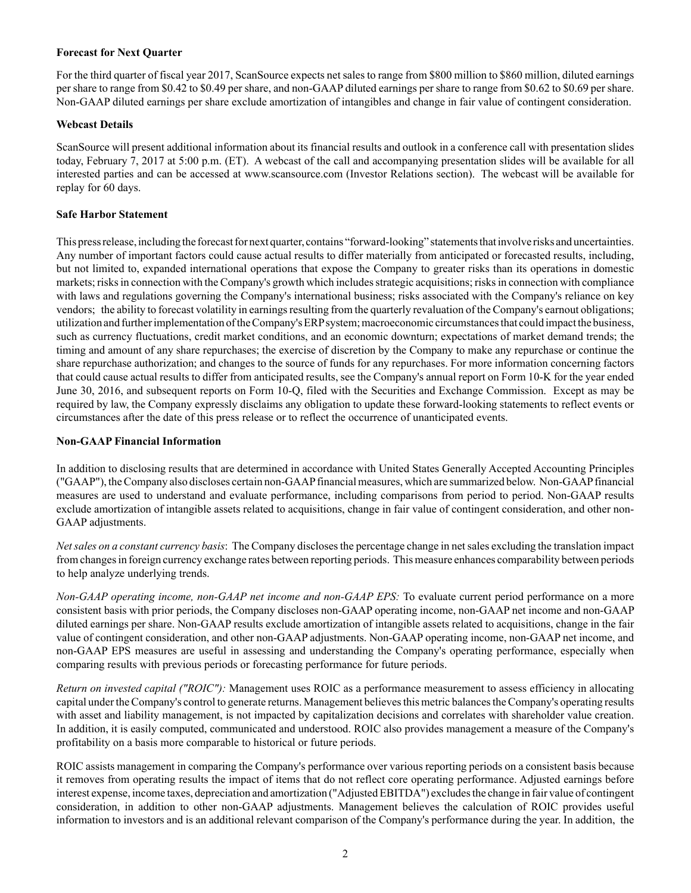**Forecast for Next Quarter**

For the third quarter of fiscal year 2017, ScanSource expects net sales to range from \$800 million to \$860 million, diluted earnings per share to range from \$0.42 to \$0.49 per share, and non-GAAP diluted earnings per share to range from \$0.62 to \$0.69 per share. Non-GAAP diluted earnings per share exclude amortization of intangibles and change in fair value of contingent consideration.

**Webcast Details**

ScanSource will present additional information about its financial results and outlook in a conference call with presentation slides today, February 7, 2017 at 5:00 p.m. (ET). A webcast of the call and accompanying presentation slides will be available for all interested parties and can be accessed at www.scansource.com (Investor Relations section). The webcast will be available for replay for 60 days.

**Safe Harbor Statement**

This press release, including the forecast for next quarter, contains "forward-looking" statements that involve risks and uncertainties. Any number of important factors could cause actual results to differ materially from anticipated or forecasted results, including, but not limited to, expanded international operations that expose the Company to greater risks than its operations in domestic markets; risks in connection with the Company's growth which includes strategic acquisitions; risks in connection with compliance with laws and regulations governing the Company's international business; risks associated with the Company's reliance on key vendors; the ability to forecast volatility in earnings resulting from the quarterly revaluation of the Company's earnout obligations; utilization and further implementation of the Company's ERP system; macroeconomic circumstances that could impact the business, such as currency fluctuations, credit market conditions, and an economic downturn; expectations of market demand trends; the timing and amount of any share repurchases; the exercise of discretion by the Company to make any repurchase or continue the share repurchase authorization; and changes to the source of funds for any repurchases. For more information concerning factors that could cause actual results to differ from anticipated results, see the Company's annual report on Form 10-K for the year ended June 30, 2016, and subsequent reports on Form 10-Q, filed with the Securities and Exchange Commission. Except as may be required by law, the Company expressly disclaims any obligation to update these forward-looking statements to reflect events or circumstances after the date of this press release or to reflect the occurrence of unanticipated events.

**Non-GAAP Financial Information**

In addition to disclosing results that are determined in accordance with United States Generally Accepted Accounting Principles ("GAAP"), the Company also discloses certain non-GAAP financial measures, which are summarized below. Non-GAAP financial measures are used to understand and evaluate performance, including comparisons from period to period. Non-GAAP results exclude amortization of intangible assets related to acquisitions, change in fair value of contingent consideration, and other non-GAAP adjustments.

*Net sales on a constant currency basis*: The Company discloses the percentage change in net sales excluding the translation impact from changes in foreign currency exchange rates between reporting periods. This measure enhances comparability between periods to help analyze underlying trends.

*Non-GAAP operating income, non-GAAP net income and non-GAAP EPS:* To evaluate current period performance on a more consistent basis with prior periods, the Company discloses non-GAAP operating income, non-GAAP net income and non-GAAP diluted earnings per share. Non-GAAP results exclude amortization of intangible assets related to acquisitions, change in the fair value of contingent consideration, and other non-GAAP adjustments. Non-GAAP operating income, non-GAAP net income, and non-GAAP EPS measures are useful in assessing and understanding the Company's operating performance, especially when comparing results with previous periods or forecasting performance for future periods.

*Return on invested capital ("ROIC"):* Management uses ROIC as a performance measurement to assess efficiency in allocating capital under the Company's control to generate returns. Management believes this metric balances the Company's operating results with asset and liability management, is not impacted by capitalization decisions and correlates with shareholder value creation. In addition, it is easily computed, communicated and understood. ROIC also provides management a measure of the Company's profitability on a basis more comparable to historical or future periods.

ROIC assists management in comparing the Company's performance over various reporting periods on a consistent basis because it removes from operating results the impact of items that do not reflect core operating performance. Adjusted earnings before interest expense, income taxes, depreciation and amortization ("Adjusted EBITDA") excludes the change in fair value of contingent consideration, in addition to other non-GAAP adjustments. Management believes the calculation of ROIC provides useful information to investors and is an additional relevant comparison of the Company's performance during the year. In addition, the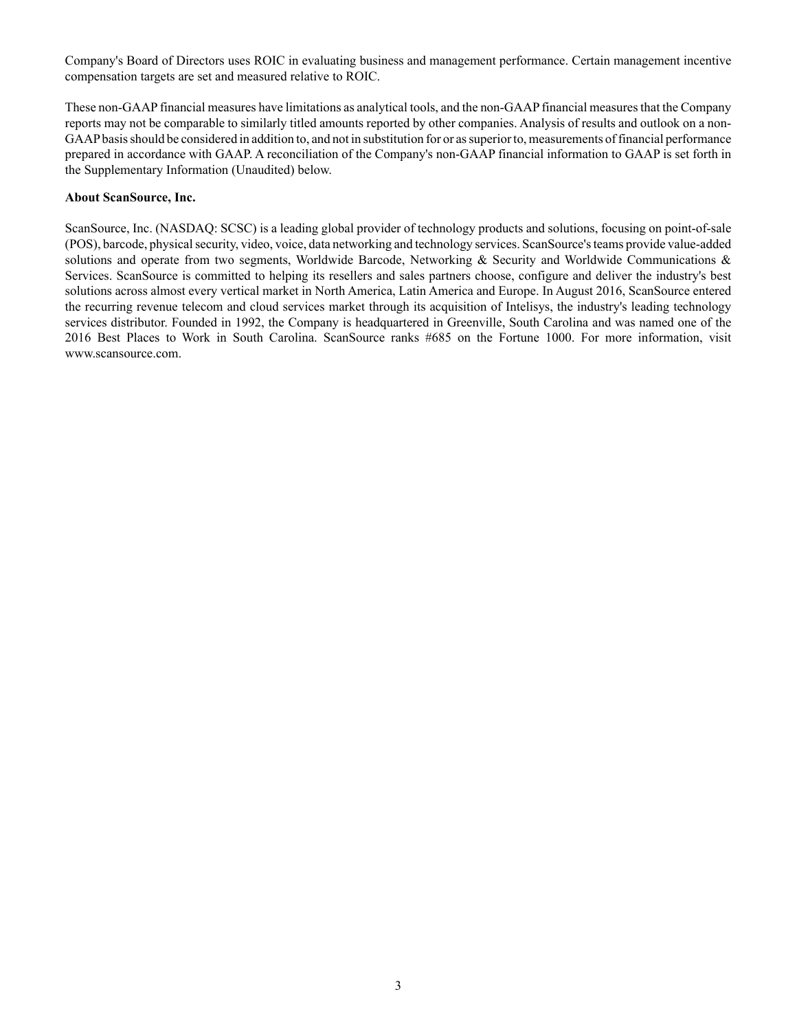Company's Board of Directors uses ROIC in evaluating business and management performance. Certain management incentive compensation targets are set and measured relative to ROIC.

These non-GAAP financial measures have limitations as analytical tools, and the non-GAAP financial measures that the Company reports may not be comparable to similarly titled amounts reported by other companies. Analysis of results and outlook on a non-GAAP basis should be considered in addition to, and not in substitution for or as superior to, measurements of financial performance prepared in accordance with GAAP. A reconciliation of the Company's non-GAAP financial information to GAAP is set forth in the Supplementary Information (Unaudited) below.

**About ScanSource, Inc.**

ScanSource, Inc. (NASDAQ: SCSC) is a leading global provider of technology products and solutions, focusing on point-of-sale (POS), barcode, physical security, video, voice, data networking and technology services. ScanSource's teams provide value-added solutions and operate from two segments, Worldwide Barcode, Networking & Security and Worldwide Communications & Services. ScanSource is committed to helping its resellers and sales partners choose, configure and deliver the industry's best solutions across almost every vertical market in North America, Latin America and Europe. In August 2016, ScanSource entered the recurring revenue telecom and cloud services market through its acquisition of Intelisys, the industry's leading technology services distributor. Founded in 1992, the Company is headquartered in Greenville, South Carolina and was named one of the 2016 Best Places to Work in South Carolina. ScanSource ranks #685 on the Fortune 1000. For more information, visit www.scansource.com.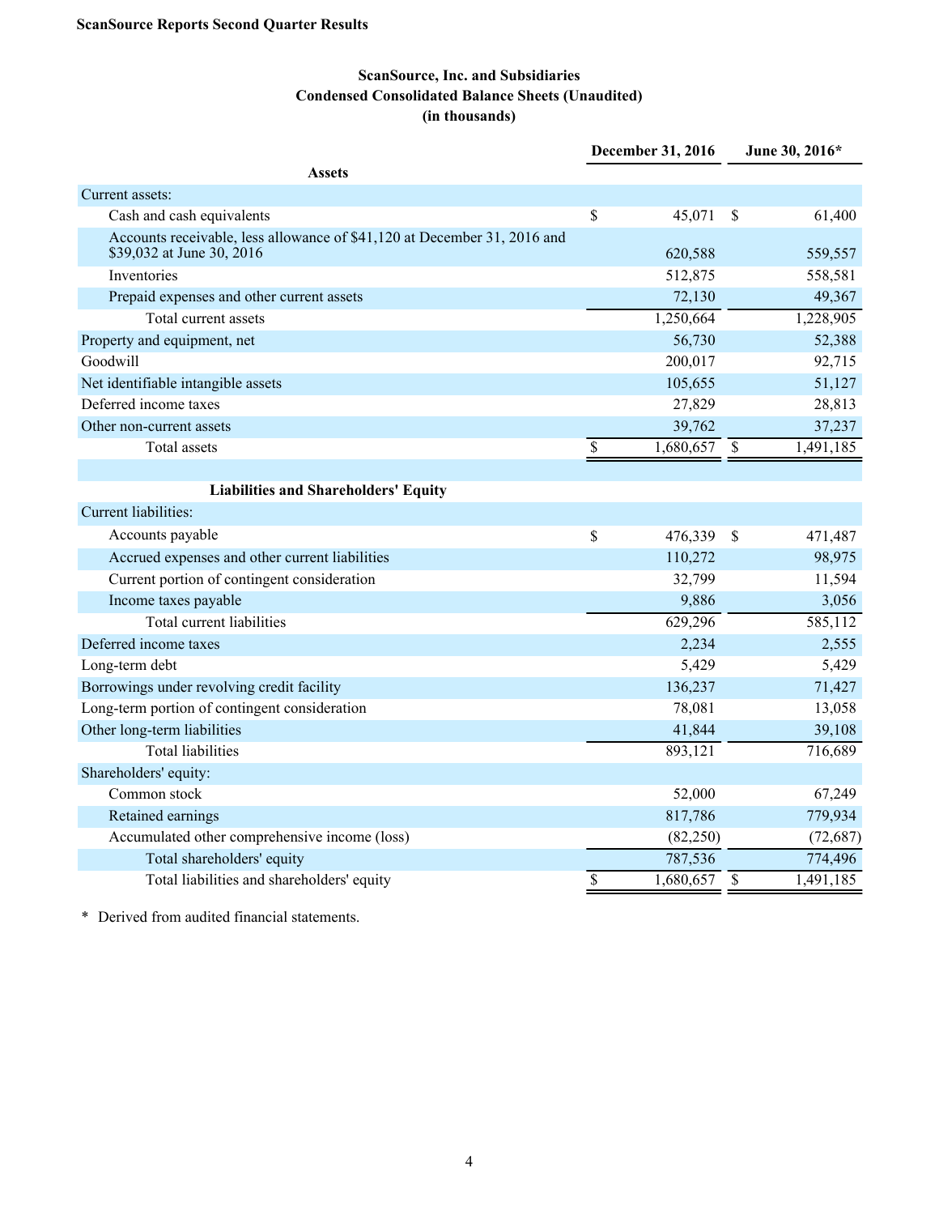**ScanSource Reports Second Quarter Results**

## ScanSource, Inc. and Subsidiaries
## Condensed Consolidated Balance Sheets (Unaudited)
### (in thousands)

| | December 31, 2016 | June 30, 2016* |
|---|---|---|
| **Assets** | | |
| Current assets: | | |
| Cash and cash equivalents | $ 45,071 | $ 61,400 |
| Accounts receivable, less allowance of $41,120 at December 31, 2016 and $39,032 at June 30, 2016 | 620,588 | 559,557 |
| Inventories | 512,875 | 558,581 |
| Prepaid expenses and other current assets | 72,130 | 49,367 |
| Total current assets | 1,250,664 | 1,228,905 |
| Property and equipment, net | 56,730 | 52,388 |
| Goodwill | 200,017 | 92,715 |
| Net identifiable intangible assets | 105,655 | 51,127 |
| Deferred income taxes | 27,829 | 28,813 |
| Other non-current assets | 39,762 | 37,237 |
| Total assets | $ 1,680,657 | $ 1,491,185 |
| **Liabilities and Shareholders' Equity** | | |
| Current liabilities: | | |
| Accounts payable | $ 476,339 | $ 471,487 |
| Accrued expenses and other current liabilities | 110,272 | 98,975 |
| Current portion of contingent consideration | 32,799 | 11,594 |
| Income taxes payable | 9,886 | 3,056 |
| Total current liabilities | 629,296 | 585,112 |
| Deferred income taxes | 2,234 | 2,555 |
| Long-term debt | 5,429 | 5,429 |
| Borrowings under revolving credit facility | 136,237 | 71,427 |
| Long-term portion of contingent consideration | 78,081 | 13,058 |
| Other long-term liabilities | 41,844 | 39,108 |
| Total liabilities | 893,121 | 716,689 |
| Shareholders' equity: | | |
| Common stock | 52,000 | 67,249 |
| Retained earnings | 817,786 | 779,934 |
| Accumulated other comprehensive income (loss) | (82,250) | (72,687) |
| Total shareholders' equity | 787,536 | 774,496 |
| Total liabilities and shareholders' equity | $ 1,680,657 | $ 1,491,185 |

\* Derived from audited financial statements.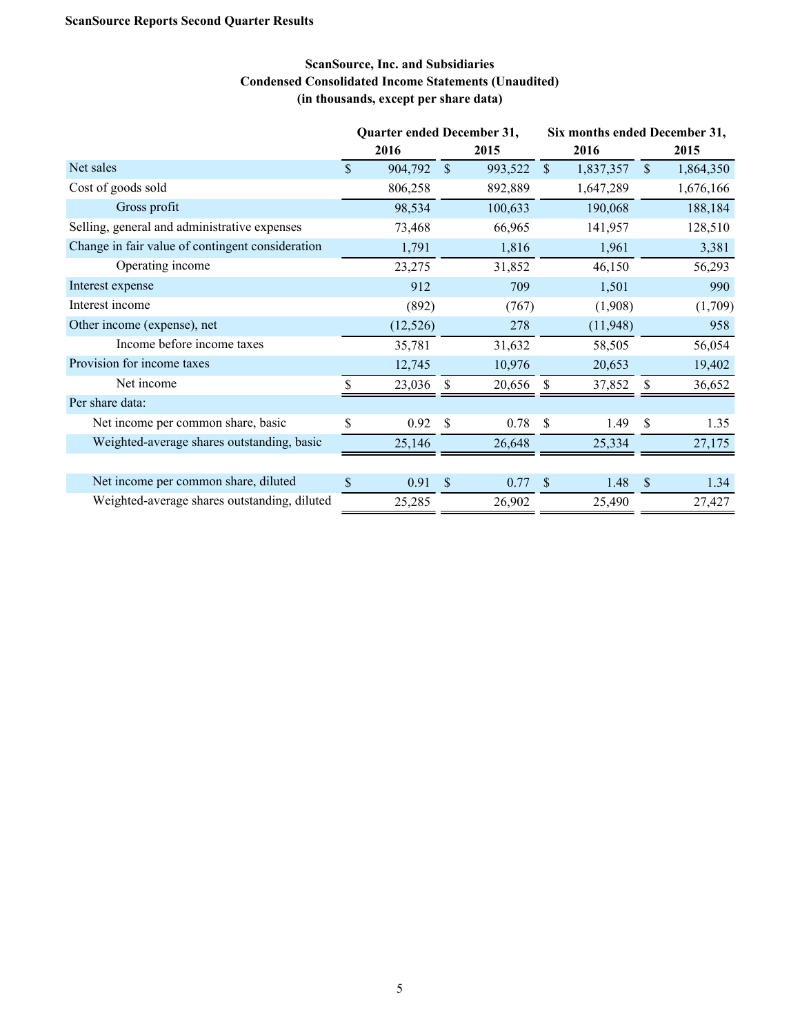**ScanSource Reports Second Quarter Results**

### ScanSource, Inc. and Subsidiaries
### Condensed Consolidated Income Statements (Unaudited)
### (in thousands, except per share data)

| | Quarter ended December 31, | | Six months ended December 31, | |
|---|---|---|---|---|
| | 2016 | 2015 | 2016 | 2015 |
| Net sales | $ 904,792 | $ 993,522 | $ 1,837,357 | $ 1,864,350 |
| Cost of goods sold | 806,258 | 892,889 | 1,647,289 | 1,676,166 |
| Gross profit | 98,534 | 100,633 | 190,068 | 188,184 |
| Selling, general and administrative expenses | 73,468 | 66,965 | 141,957 | 128,510 |
| Change in fair value of contingent consideration | 1,791 | 1,816 | 1,961 | 3,381 |
| Operating income | 23,275 | 31,852 | 46,150 | 56,293 |
| Interest expense | 912 | 709 | 1,501 | 990 |
| Interest income | (892) | (767) | (1,908) | (1,709) |
| Other income (expense), net | (12,526) | 278 | (11,948) | 958 |
| Income before income taxes | 35,781 | 31,632 | 58,505 | 56,054 |
| Provision for income taxes | 12,745 | 10,976 | 20,653 | 19,402 |
| Net income | $ 23,036 | $ 20,656 | $ 37,852 | $ 36,652 |
| Per share data: | | | | |
| Net income per common share, basic | $ 0.92 | $ 0.78 | $ 1.49 | $ 1.35 |
| Weighted-average shares outstanding, basic | 25,146 | 26,648 | 25,334 | 27,175 |
| | | | | |
| Net income per common share, diluted | $ 0.91 | $ 0.77 | $ 1.48 | $ 1.34 |
| Weighted-average shares outstanding, diluted | 25,285 | 26,902 | 25,490 | 27,427 |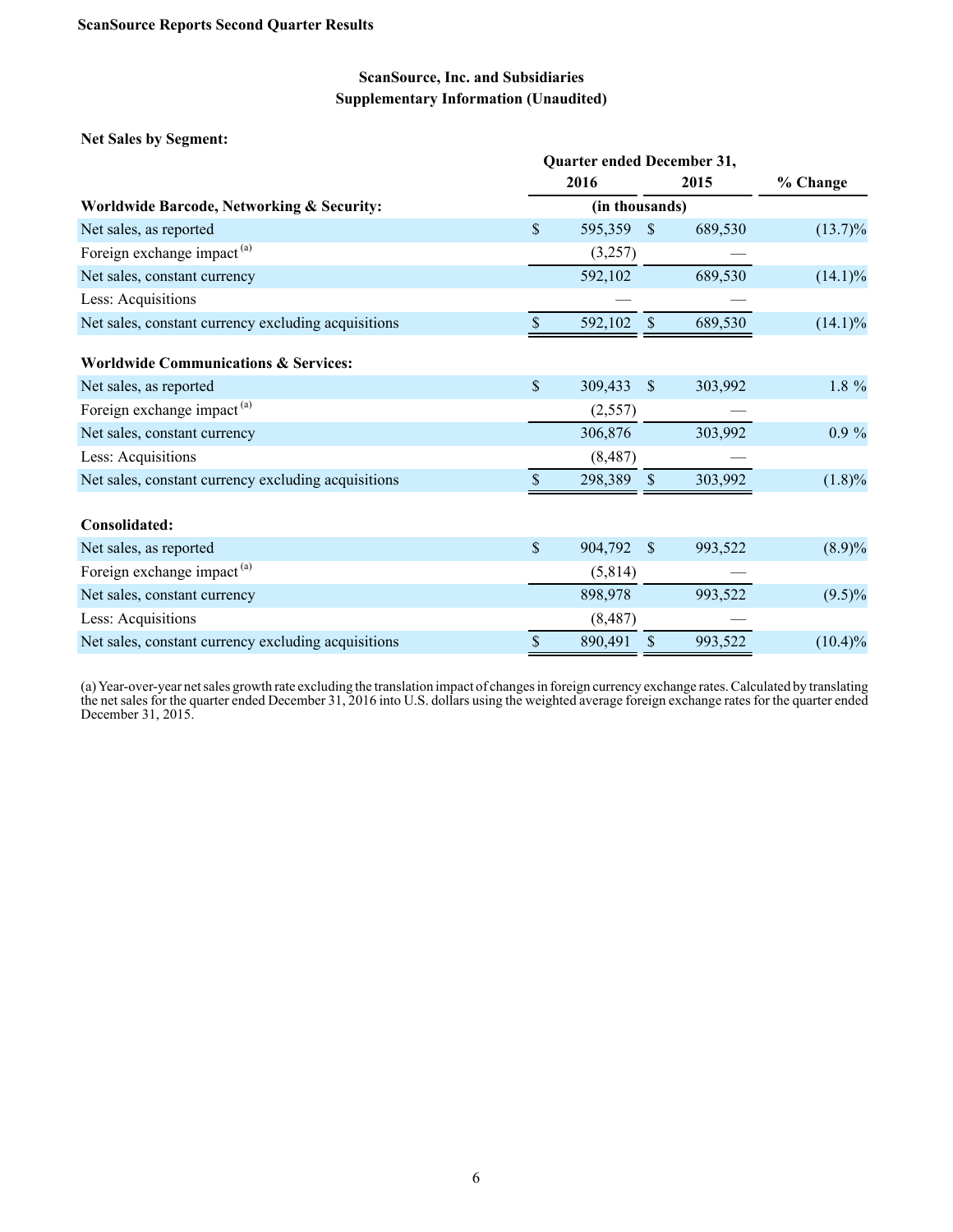ScanSource Reports Second Quarter Results

## ScanSource, Inc. and Subsidiaries
## Supplementary Information (Unaudited)

**Net Sales by Segment:**

| | Quarter ended December 31, | | |
|---|---|---|---|
| | 2016 | 2015 | % Change |
| **Worldwide Barcode, Networking & Security:** | (in thousands) | | |
| Net sales, as reported | $ 595,359 | $ 689,530 | (13.7)% |
| Foreign exchange impact [(a)] | (3,257) | — | |
| Net sales, constant currency | 592,102 | 689,530 | (14.1)% |
| Less: Acquisitions | — | — | |
| Net sales, constant currency excluding acquisitions | $ 592,102 | $ 689,530 | (14.1)% |
| | | | |
| **Worldwide Communications & Services:** | | | |
| Net sales, as reported | $ 309,433 | $ 303,992 | 1.8 % |
| Foreign exchange impact [(a)] | (2,557) | — | |
| Net sales, constant currency | 306,876 | 303,992 | 0.9 % |
| Less: Acquisitions | (8,487) | — | |
| Net sales, constant currency excluding acquisitions | $ 298,389 | $ 303,992 | (1.8)% |
| | | | |
| **Consolidated:** | | | |
| Net sales, as reported | $ 904,792 | $ 993,522 | (8.9)% |
| Foreign exchange impact [(a)] | (5,814) | — | |
| Net sales, constant currency | 898,978 | 993,522 | (9.5)% |
| Less: Acquisitions | (8,487) | — | |
| Net sales, constant currency excluding acquisitions | $ 890,491 | $ 993,522 | (10.4)% |

(a) Year-over-year net sales growth rate excluding the translation impact of changes in foreign currency exchange rates. Calculated by translating the net sales for the quarter ended December 31, 2016 into U.S. dollars using the weighted average foreign exchange rates for the quarter ended December 31, 2015.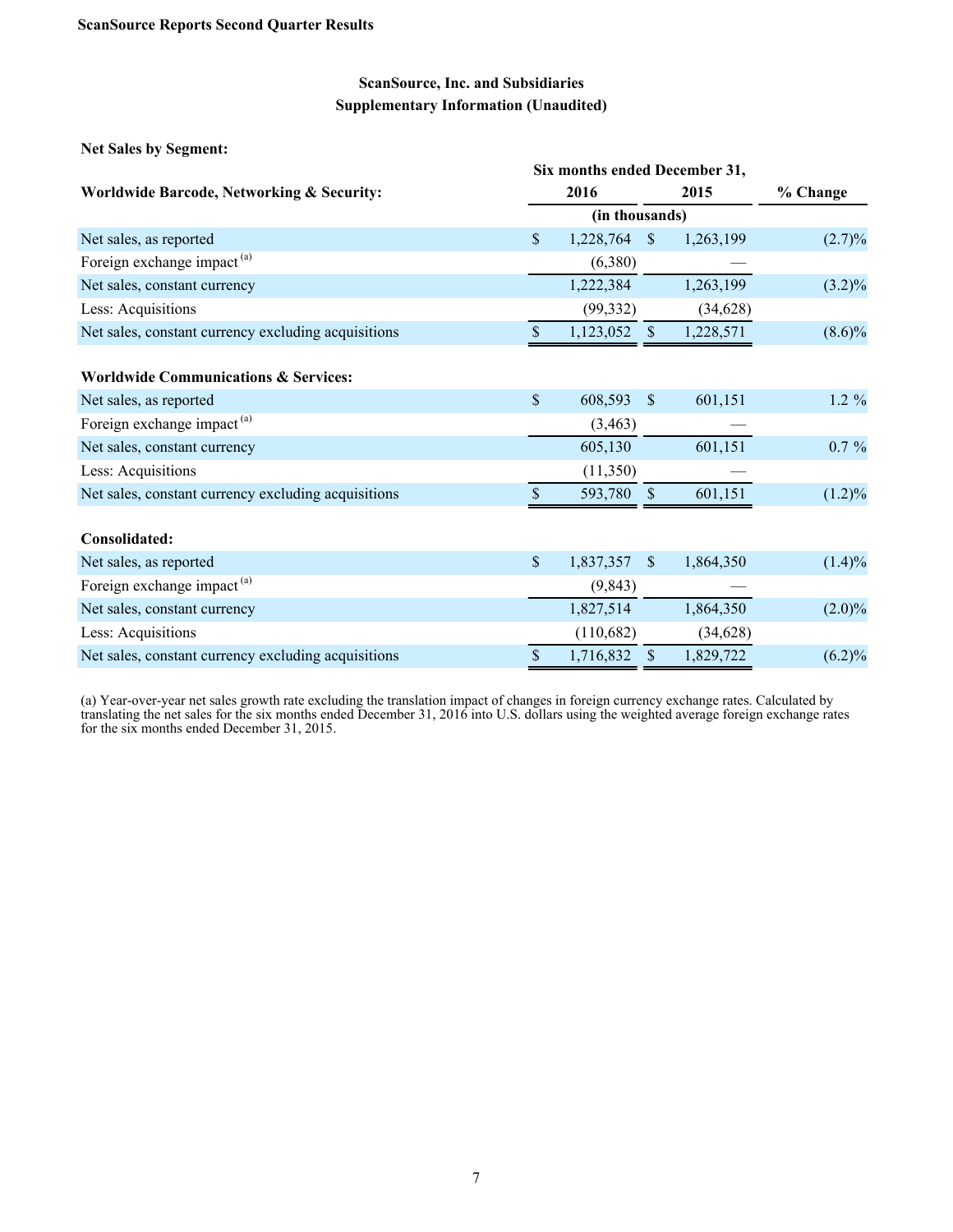## ScanSource, Inc. and Subsidiaries
## Supplementary Information (Unaudited)

**Net Sales by Segment:**

| **Worldwide Barcode, Networking & Security:** | **Six months ended December 31, 2016** | **2015** | **% Change** |
|---|---|---|---|
| | (in thousands) | | |
| Net sales, as reported | $ 1,228,764 | $ 1,263,199 | (2.7)% |
| Foreign exchange impact [(a)] | (6,380) | — | |
| Net sales, constant currency | 1,222,384 | 1,263,199 | (3.2)% |
| Less: Acquisitions | (99,332) | (34,628) | |
| Net sales, constant currency excluding acquisitions | $ 1,123,052 | $ 1,228,571 | (8.6)% |
| | | | |
| **Worldwide Communications & Services:** | | | |
| Net sales, as reported | $ 608,593 | $ 601,151 | 1.2 % |
| Foreign exchange impact [(a)] | (3,463) | — | |
| Net sales, constant currency | 605,130 | 601,151 | 0.7 % |
| Less: Acquisitions | (11,350) | — | |
| Net sales, constant currency excluding acquisitions | $ 593,780 | $ 601,151 | (1.2)% |
| | | | |
| **Consolidated:** | | | |
| Net sales, as reported | $ 1,837,357 | $ 1,864,350 | (1.4)% |
| Foreign exchange impact [(a)] | (9,843) | — | |
| Net sales, constant currency | 1,827,514 | 1,864,350 | (2.0)% |
| Less: Acquisitions | (110,682) | (34,628) | |
| Net sales, constant currency excluding acquisitions | $ 1,716,832 | $ 1,829,722 | (6.2)% |

(a) Year-over-year net sales growth rate excluding the translation impact of changes in foreign currency exchange rates. Calculated by translating the net sales for the six months ended December 31, 2016 into U.S. dollars using the weighted average foreign exchange rates for the six months ended December 31, 2015.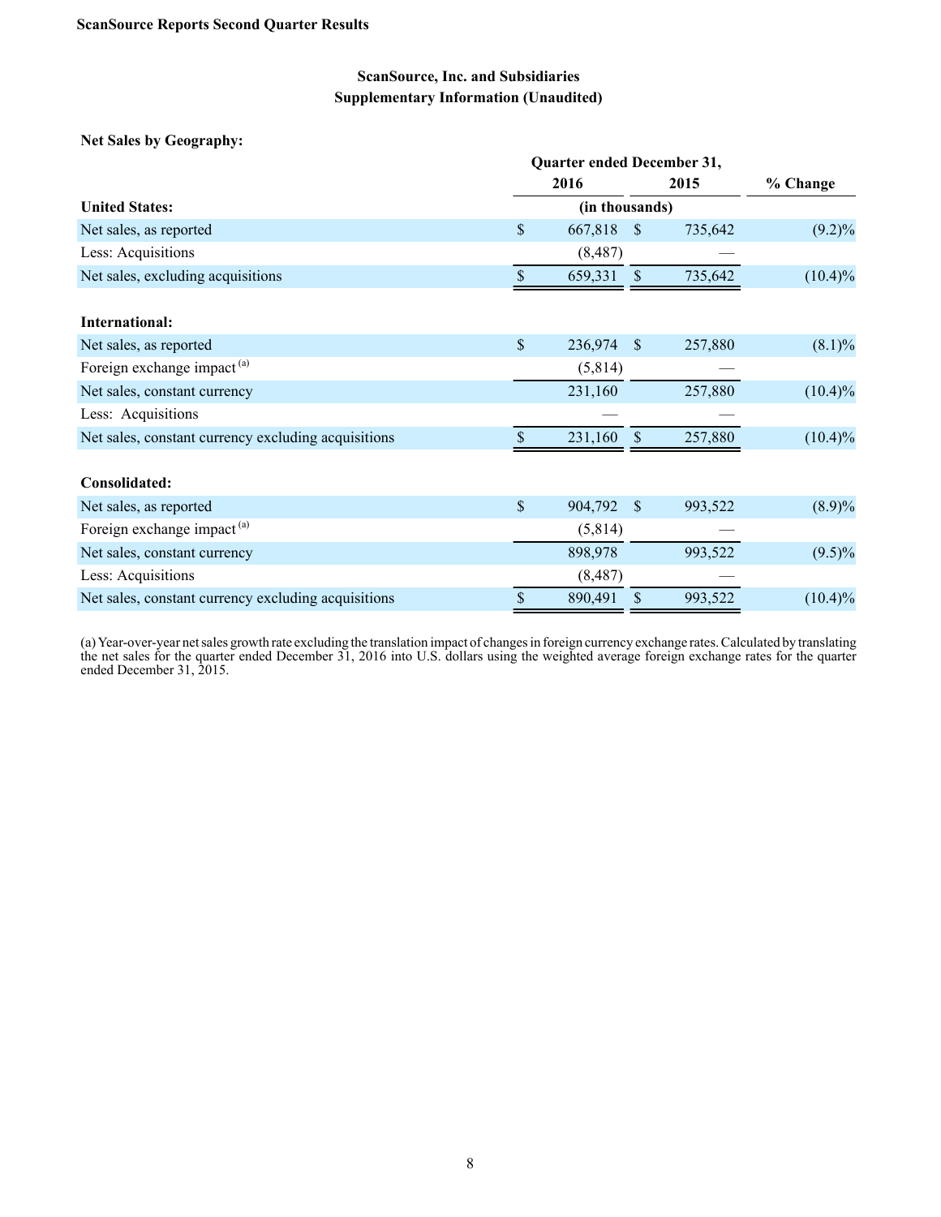**ScanSource Reports Second Quarter Results**

## ScanSource, Inc. and Subsidiaries
## Supplementary Information (Unaudited)

**Net Sales by Geography:**

| | Quarter ended December 31, 2016 | Quarter ended December 31, 2015 | % Change |
|---|---|---|---|
| | (in thousands) | | |
| **United States:** | | | |
| Net sales, as reported | $ 667,818 | $ 735,642 | (9.2)% |
| Less: Acquisitions | (8,487) | — | |
| Net sales, excluding acquisitions | $ 659,331 | $ 735,642 | (10.4)% |
| **International:** | | | |
| Net sales, as reported | $ 236,974 | $ 257,880 | (8.1)% |
| Foreign exchange impact [(a)] | (5,814) | — | |
| Net sales, constant currency | 231,160 | 257,880 | (10.4)% |
| Less: Acquisitions | — | — | |
| Net sales, constant currency excluding acquisitions | $ 231,160 | $ 257,880 | (10.4)% |
| **Consolidated:** | | | |
| Net sales, as reported | $ 904,792 | $ 993,522 | (8.9)% |
| Foreign exchange impact [(a)] | (5,814) | — | |
| Net sales, constant currency | 898,978 | 993,522 | (9.5)% |
| Less: Acquisitions | (8,487) | — | |
| Net sales, constant currency excluding acquisitions | $ 890,491 | $ 993,522 | (10.4)% |

(a) Year-over-year net sales growth rate excluding the translation impact of changes in foreign currency exchange rates. Calculated by translating the net sales for the quarter ended December 31, 2016 into U.S. dollars using the weighted average foreign exchange rates for the quarter ended December 31, 2015.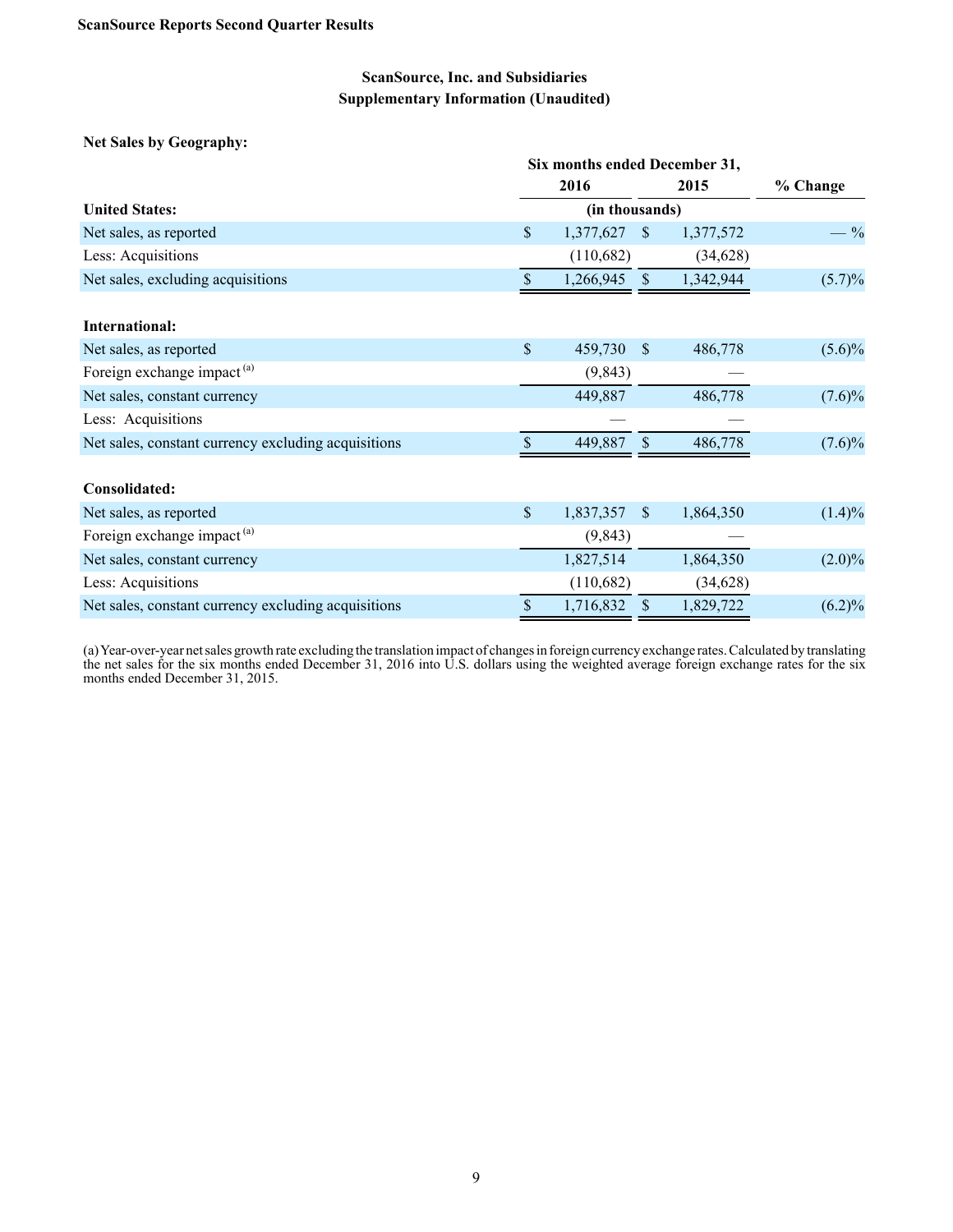**ScanSource Reports Second Quarter Results**

## ScanSource, Inc. and Subsidiaries
## Supplementary Information (Unaudited)

**Net Sales by Geography:**

| | Six months ended December 31, 2016 | Six months ended December 31, 2015 | % Change |
|---|---|---|---|
| **United States:** | (in thousands) | | |
| Net sales, as reported | $ 1,377,627 | $ 1,377,572 | — % |
| Less: Acquisitions | (110,682) | (34,628) | |
| Net sales, excluding acquisitions | $ 1,266,945 | $ 1,342,944 | (5.7)% |
| | | | |
| **International:** | | | |
| Net sales, as reported | $ 459,730 | $ 486,778 | (5.6)% |
| Foreign exchange impact [(a)] | (9,843) | — | |
| Net sales, constant currency | 449,887 | 486,778 | (7.6)% |
| Less: Acquisitions | — | — | |
| Net sales, constant currency excluding acquisitions | $ 449,887 | $ 486,778 | (7.6)% |
| | | | |
| **Consolidated:** | | | |
| Net sales, as reported | $ 1,837,357 | $ 1,864,350 | (1.4)% |
| Foreign exchange impact [(a)] | (9,843) | — | |
| Net sales, constant currency | 1,827,514 | 1,864,350 | (2.0)% |
| Less: Acquisitions | (110,682) | (34,628) | |
| Net sales, constant currency excluding acquisitions | $ 1,716,832 | $ 1,829,722 | (6.2)% |

(a) Year-over-year net sales growth rate excluding the translation impact of changes in foreign currency exchange rates. Calculated by translating the net sales for the six months ended December 31, 2016 into U.S. dollars using the weighted average foreign exchange rates for the six months ended December 31, 2015.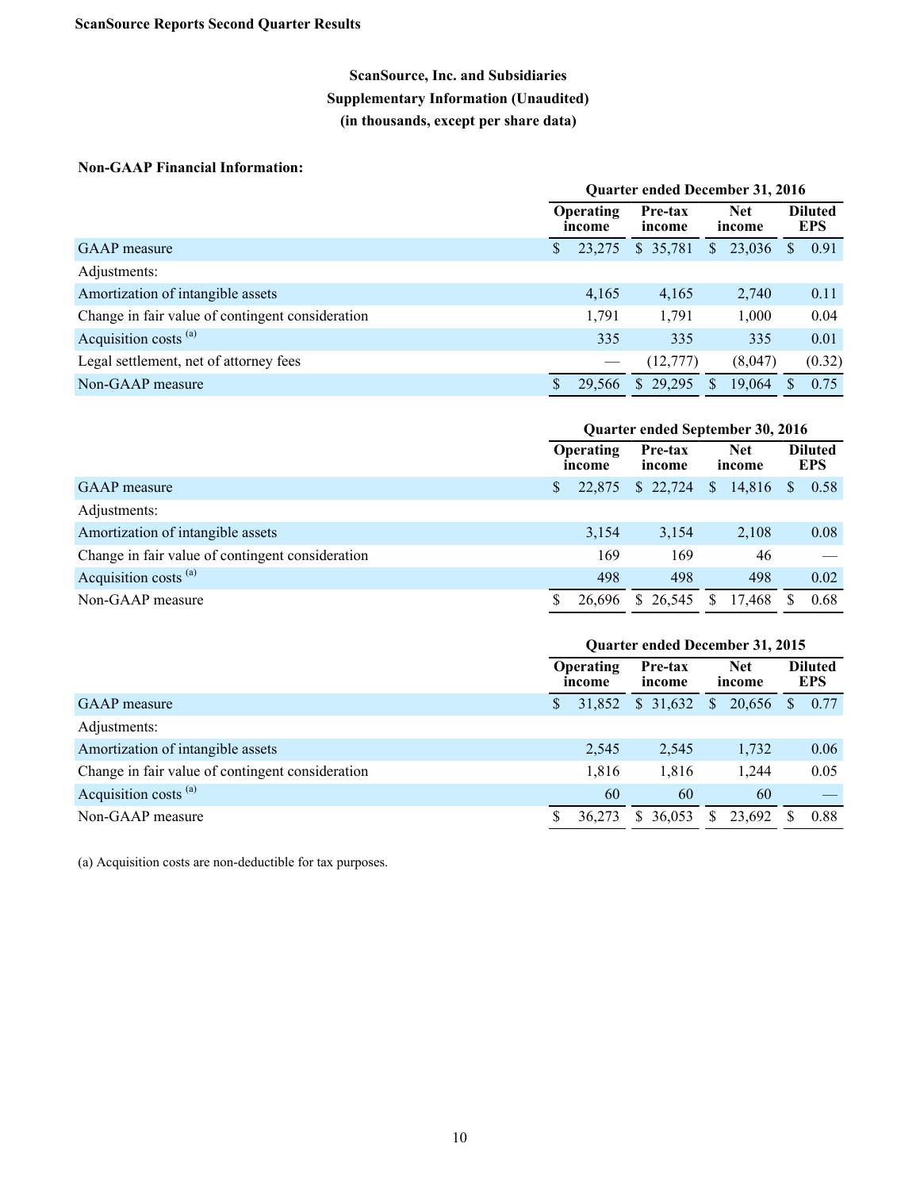**ScanSource Reports Second Quarter Results**

### ScanSource, Inc. and Subsidiaries
### Supplementary Information (Unaudited)
### (in thousands, except per share data)

**Non-GAAP Financial Information:**

| | Quarter ended December 31, 2016 | | | |
|---|---|---|---|---|
| | Operating income | Pre-tax income | Net income | Diluted EPS |
| GAAP measure | $ 23,275 | $ 35,781 | $ 23,036 | $ 0.91 |
| Adjustments: | | | | |
| Amortization of intangible assets | 4,165 | 4,165 | 2,740 | 0.11 |
| Change in fair value of contingent consideration | 1,791 | 1,791 | 1,000 | 0.04 |
| Acquisition costs [(a)] | 335 | 335 | 335 | 0.01 |
| Legal settlement, net of attorney fees | — | (12,777) | (8,047) | (0.32) |
| Non-GAAP measure | $ 29,566 | $ 29,295 | $ 19,064 | $ 0.75 |

| | Quarter ended September 30, 2016 | | | |
|---|---|---|---|---|
| | Operating income | Pre-tax income | Net income | Diluted EPS |
| GAAP measure | $ 22,875 | $ 22,724 | $ 14,816 | $ 0.58 |
| Adjustments: | | | | |
| Amortization of intangible assets | 3,154 | 3,154 | 2,108 | 0.08 |
| Change in fair value of contingent consideration | 169 | 169 | 46 | — |
| Acquisition costs [(a)] | 498 | 498 | 498 | 0.02 |
| Non-GAAP measure | $ 26,696 | $ 26,545 | $ 17,468 | $ 0.68 |

| | Quarter ended December 31, 2015 | | | |
|---|---|---|---|---|
| | Operating income | Pre-tax income | Net income | Diluted EPS |
| GAAP measure | $ 31,852 | $ 31,632 | $ 20,656 | $ 0.77 |
| Adjustments: | | | | |
| Amortization of intangible assets | 2,545 | 2,545 | 1,732 | 0.06 |
| Change in fair value of contingent consideration | 1,816 | 1,816 | 1,244 | 0.05 |
| Acquisition costs [(a)] | 60 | 60 | 60 | — |
| Non-GAAP measure | $ 36,273 | $ 36,053 | $ 23,692 | $ 0.88 |

(a) Acquisition costs are non-deductible for tax purposes.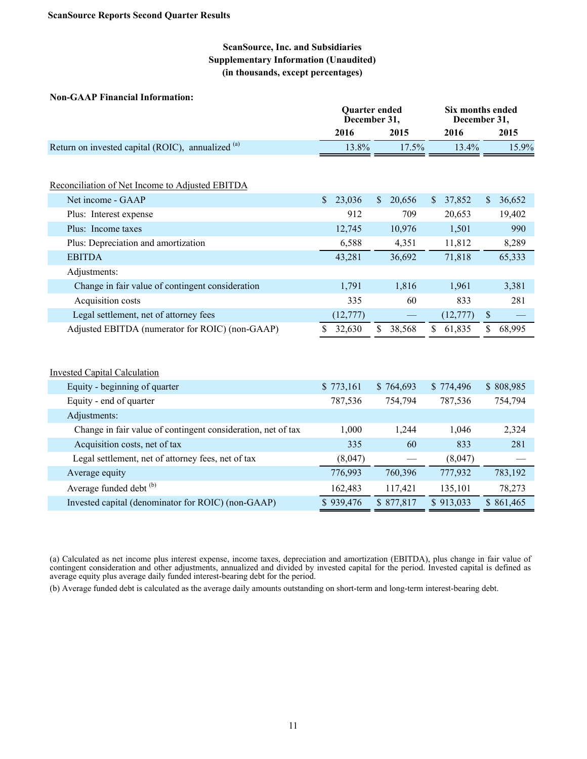**ScanSource Reports Second Quarter Results**

## ScanSource, Inc. and Subsidiaries
## Supplementary Information (Unaudited)
## (in thousands, except percentages)

**Non-GAAP Financial Information:**

| | Quarter ended December 31, | | Six months ended December 31, | |
|---|---|---|---|---|
| | **2016** | **2015** | **2016** | **2015** |
| Return on invested capital (ROIC), annualized [(a)] | 13.8% | 17.5% | 13.4% | 15.9% |

| Reconciliation of Net Income to Adjusted EBITDA | 2016 | 2015 | 2016 | 2015 |
|---|---|---|---|---|
| Net income - GAAP | $ 23,036 | $ 20,656 | $ 37,852 | $ 36,652 |
| Plus: Interest expense | 912 | 709 | 20,653 | 19,402 |
| Plus: Income taxes | 12,745 | 10,976 | 1,501 | 990 |
| Plus: Depreciation and amortization | 6,588 | 4,351 | 11,812 | 8,289 |
| EBITDA | 43,281 | 36,692 | 71,818 | 65,333 |
| Adjustments: | | | | |
| Change in fair value of contingent consideration | 1,791 | 1,816 | 1,961 | 3,381 |
| Acquisition costs | 335 | 60 | 833 | 281 |
| Legal settlement, net of attorney fees | (12,777) | — | (12,777) | $ — |
| Adjusted EBITDA (numerator for ROIC) (non-GAAP) | $ 32,630 | $ 38,568 | $ 61,835 | $ 68,995 |

| Invested Capital Calculation | 2016 | 2015 | 2016 | 2015 |
|---|---|---|---|---|
| Equity - beginning of quarter | $ 773,161 | $ 764,693 | $ 774,496 | $ 808,985 |
| Equity - end of quarter | 787,536 | 754,794 | 787,536 | 754,794 |
| Adjustments: | | | | |
| Change in fair value of contingent consideration, net of tax | 1,000 | 1,244 | 1,046 | 2,324 |
| Acquisition costs, net of tax | 335 | 60 | 833 | 281 |
| Legal settlement, net of attorney fees, net of tax | (8,047) | — | (8,047) | — |
| Average equity | 776,993 | 760,396 | 777,932 | 783,192 |
| Average funded debt [(b)] | 162,483 | 117,421 | 135,101 | 78,273 |
| Invested capital (denominator for ROIC) (non-GAAP) | $ 939,476 | $ 877,817 | $ 913,033 | $ 861,465 |

(a) Calculated as net income plus interest expense, income taxes, depreciation and amortization (EBITDA), plus change in fair value of contingent consideration and other adjustments, annualized and divided by invested capital for the period. Invested capital is defined as average equity plus average daily funded interest-bearing debt for the period.

(b) Average funded debt is calculated as the average daily amounts outstanding on short-term and long-term interest-bearing debt.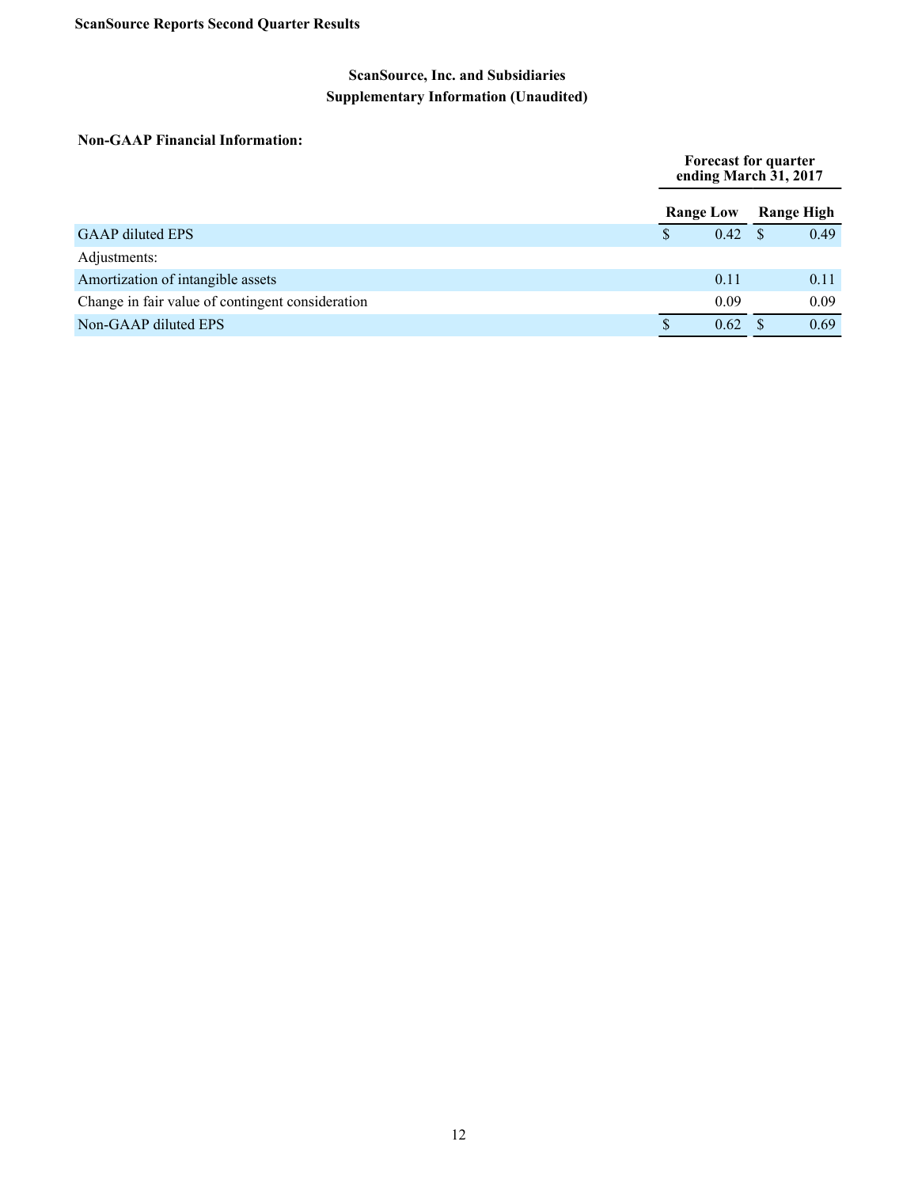ScanSource Reports Second Quarter Results

## ScanSource, Inc. and Subsidiaries
## Supplementary Information (Unaudited)

**Non-GAAP Financial Information:**

| | Forecast for quarter ending March 31, 2017 | |
|---|---|---|
| | **Range Low** | **Range High** |
| GAAP diluted EPS | $ 0.42 | $ 0.49 |
| Adjustments: | | |
| Amortization of intangible assets | 0.11 | 0.11 |
| Change in fair value of contingent consideration | 0.09 | 0.09 |
| Non-GAAP diluted EPS | $ 0.62 | $ 0.69 |